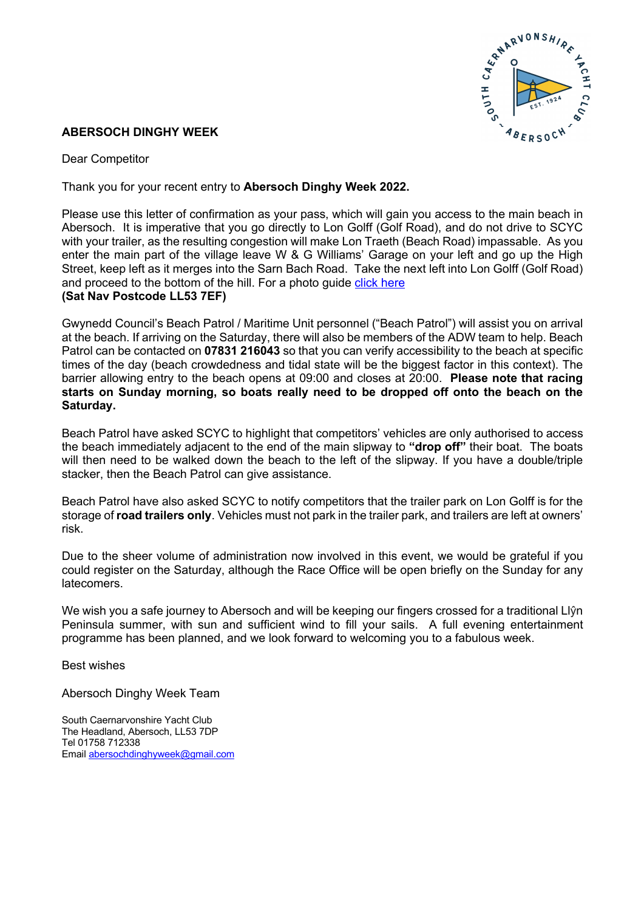# ABERSOCH DINGHY WEEK

Dear Competitor

Thank you for your recent entry to **Abersoch Dinghy Week 2022.**

Please use this letter of confirmation as your pass, which will gain you access to the main beach in Abersoch. It is imperative that you go directly to Lon Golff (Golf Road), and do not drive to SCYC with your trailer, as the resulting congestion will make Lon Traeth (Beach Road) impassable. As you enter the main part of the village leave W & G Williams' Garage on your left and go up the High Street, keep left as it merges into the Sarn Bach Road. Take the next left into Lon Golff (Golf Road) and proceed to the bottom of the hill. For a photo guide click here
**(Sat Nav Postcode LL53 7EF)**

Gwynedd Council's Beach Patrol / Maritime Unit personnel ("Beach Patrol") will assist you on arrival at the beach. If arriving on the Saturday, there will also be members of the ADW team to help. Beach Patrol can be contacted on **07831 216043** so that you can verify accessibility to the beach at specific times of the day (beach crowdedness and tidal state will be the biggest factor in this context). The barrier allowing entry to the beach opens at 09:00 and closes at 20:00. **Please note that racing starts on Sunday morning, so boats really need to be dropped off onto the beach on the Saturday.**

Beach Patrol have asked SCYC to highlight that competitors' vehicles are only authorised to access the beach immediately adjacent to the end of the main slipway to **"drop off"** their boat. The boats will then need to be walked down the beach to the left of the slipway. If you have a double/triple stacker, then the Beach Patrol can give assistance.

Beach Patrol have also asked SCYC to notify competitors that the trailer park on Lon Golff is for the storage of **road trailers only**. Vehicles must not park in the trailer park, and trailers are left at owners' risk.

Due to the sheer volume of administration now involved in this event, we would be grateful if you could register on the Saturday, although the Race Office will be open briefly on the Sunday for any latecomers.

We wish you a safe journey to Abersoch and will be keeping our fingers crossed for a traditional Llŷn Peninsula summer, with sun and sufficient wind to fill your sails. A full evening entertainment programme has been planned, and we look forward to welcoming you to a fabulous week.

Best wishes

Abersoch Dinghy Week Team

South Caernarvonshire Yacht Club
The Headland, Abersoch, LL53 7DP
Tel 01758 712338
Email abersochdinghyweek@gmail.com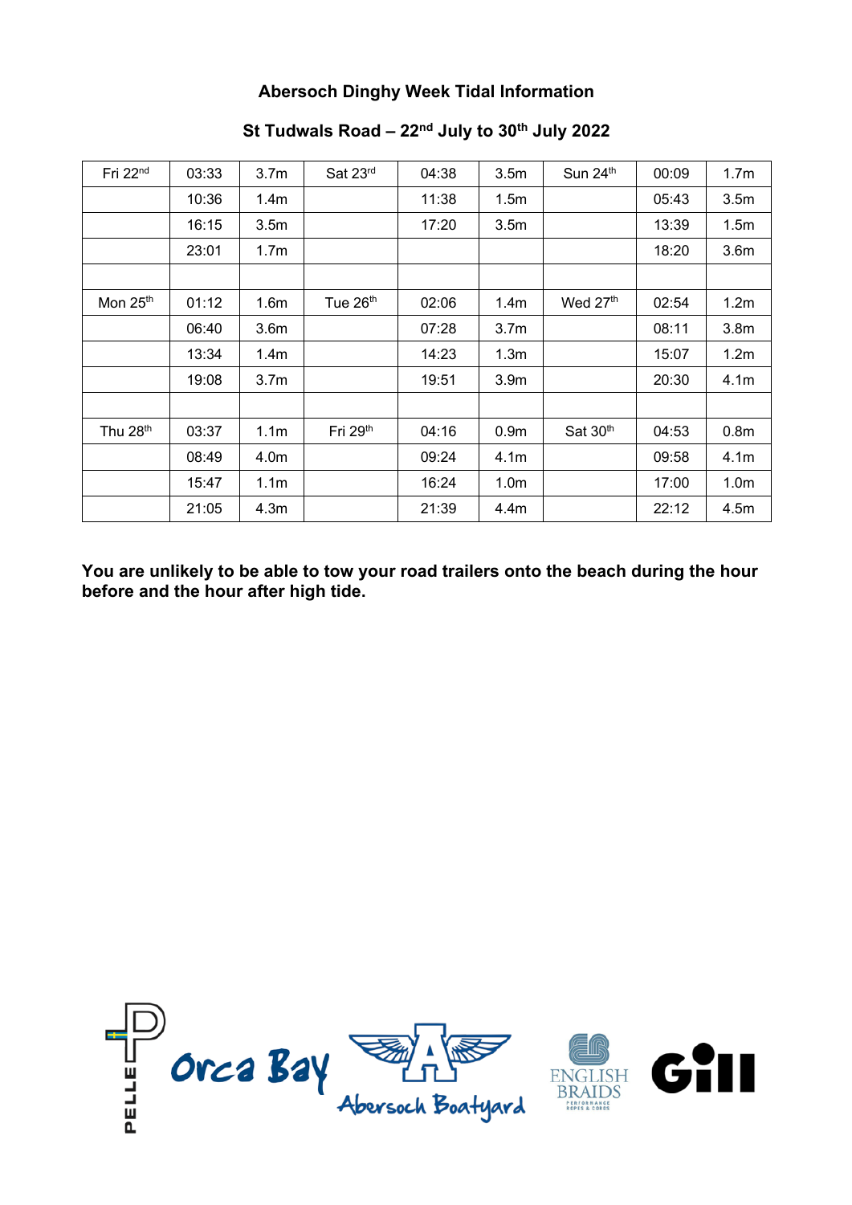**Abersoch Dinghy Week Tidal Information**

**St Tudwals Road – 22nd July to 30th July 2022**

| | | | | | | | | |
|---|---|---|---|---|---|---|---|---|
| Fri 22nd | 03:33 | 3.7m | Sat 23rd | 04:38 | 3.5m | Sun 24th | 00:09 | 1.7m |
| | 10:36 | 1.4m | | 11:38 | 1.5m | | 05:43 | 3.5m |
| | 16:15 | 3.5m | | 17:20 | 3.5m | | 13:39 | 1.5m |
| | 23:01 | 1.7m | | | | | 18:20 | 3.6m |
| | | | | | | | | |
| Mon 25th | 01:12 | 1.6m | Tue 26th | 02:06 | 1.4m | Wed 27th | 02:54 | 1.2m |
| | 06:40 | 3.6m | | 07:28 | 3.7m | | 08:11 | 3.8m |
| | 13:34 | 1.4m | | 14:23 | 1.3m | | 15:07 | 1.2m |
| | 19:08 | 3.7m | | 19:51 | 3.9m | | 20:30 | 4.1m |
| | | | | | | | | |
| Thu 28th | 03:37 | 1.1m | Fri 29th | 04:16 | 0.9m | Sat 30th | 04:53 | 0.8m |
| | 08:49 | 4.0m | | 09:24 | 4.1m | | 09:58 | 4.1m |
| | 15:47 | 1.1m | | 16:24 | 1.0m | | 17:00 | 1.0m |
| | 21:05 | 4.3m | | 21:39 | 4.4m | | 22:12 | 4.5m |

**You are unlikely to be able to tow your road trailers onto the beach during the hour before and the hour after high tide.**